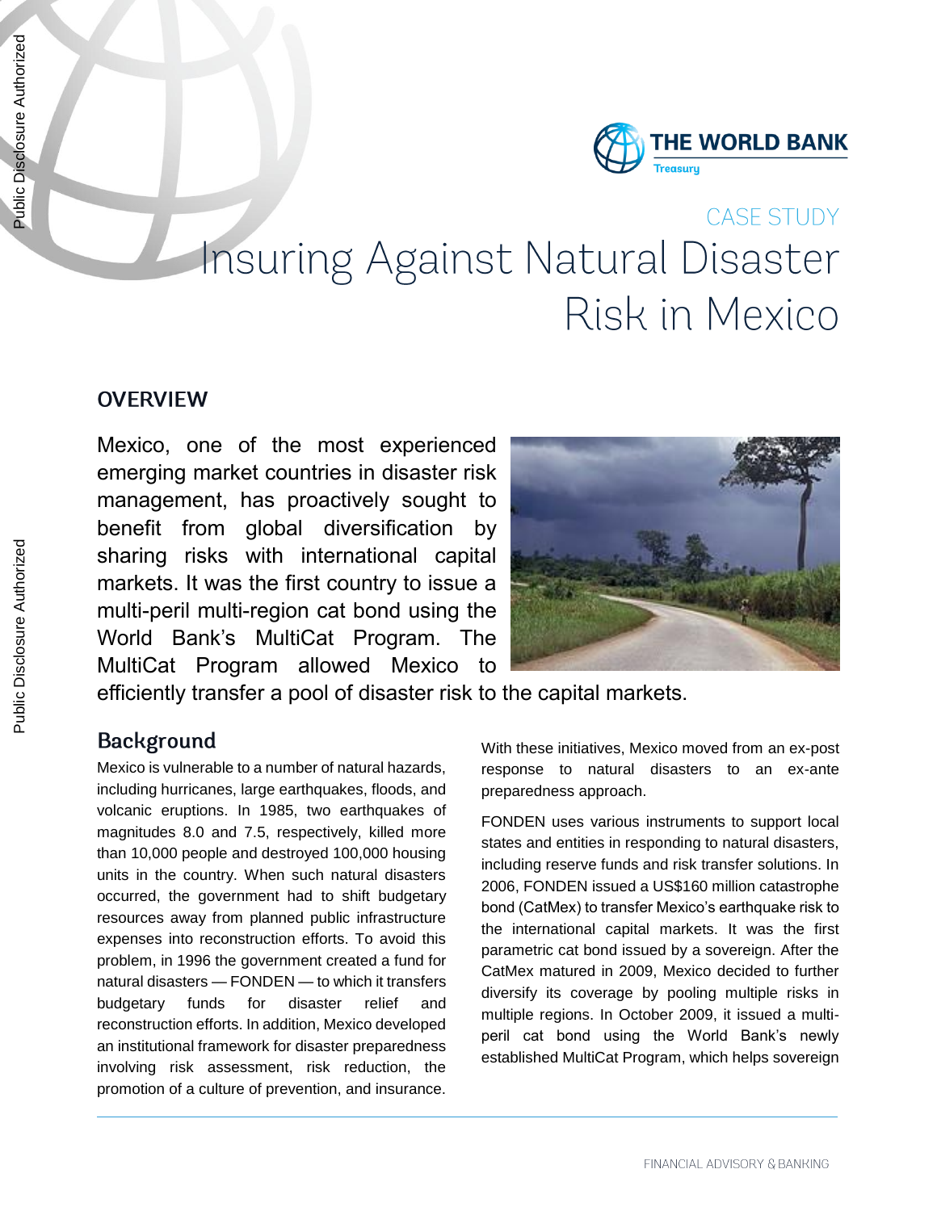CASE STUDY

# Insuring Against Natural Disaster Risk in Mexico

## OVERVIEW

Mexico, one of the most experienced emerging market countries in disaster risk management, has proactively sought to benefit from global diversification by sharing risks with international capital markets. It was the first country to issue a multi-peril multi-region cat bond using the World Bank's MultiCat Program. The MultiCat Program allowed Mexico to efficiently transfer a pool of disaster risk to the capital markets.

## Background

Mexico is vulnerable to a number of natural hazards, including hurricanes, large earthquakes, floods, and volcanic eruptions. In 1985, two earthquakes of magnitudes 8.0 and 7.5, respectively, killed more than 10,000 people and destroyed 100,000 housing units in the country. When such natural disasters occurred, the government had to shift budgetary resources away from planned public infrastructure expenses into reconstruction efforts. To avoid this problem, in 1996 the government created a fund for natural disasters — FONDEN — to which it transfers budgetary funds for disaster relief and reconstruction efforts. In addition, Mexico developed an institutional framework for disaster preparedness involving risk assessment, risk reduction, the promotion of a culture of prevention, and insurance.

With these initiatives, Mexico moved from an ex-post response to natural disasters to an ex-ante preparedness approach.

FONDEN uses various instruments to support local states and entities in responding to natural disasters, including reserve funds and risk transfer solutions. In 2006, FONDEN issued a US$160 million catastrophe bond (CatMex) to transfer Mexico's earthquake risk to the international capital markets. It was the first parametric cat bond issued by a sovereign. After the CatMex matured in 2009, Mexico decided to further diversify its coverage by pooling multiple risks in multiple regions. In October 2009, it issued a multi-peril cat bond using the World Bank's newly established MultiCat Program, which helps sovereign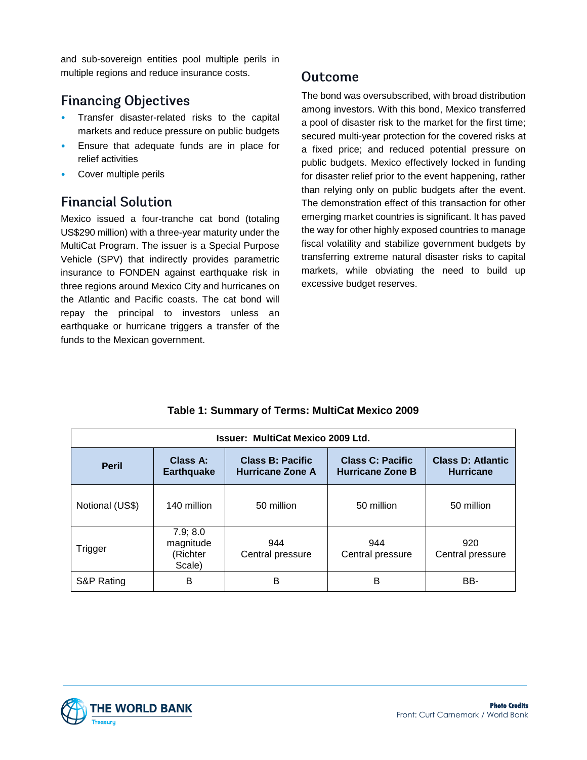and sub-sovereign entities pool multiple perils in multiple regions and reduce insurance costs.

## Financing Objectives

- Transfer disaster-related risks to the capital markets and reduce pressure on public budgets
- Ensure that adequate funds are in place for relief activities
- Cover multiple perils

## Financial Solution

Mexico issued a four-tranche cat bond (totaling US$290 million) with a three-year maturity under the MultiCat Program. The issuer is a Special Purpose Vehicle (SPV) that indirectly provides parametric insurance to FONDEN against earthquake risk in three regions around Mexico City and hurricanes on the Atlantic and Pacific coasts. The cat bond will repay the principal to investors unless an earthquake or hurricane triggers a transfer of the funds to the Mexican government.

## Outcome

The bond was oversubscribed, with broad distribution among investors. With this bond, Mexico transferred a pool of disaster risk to the market for the first time; secured multi-year protection for the covered risks at a fixed price; and reduced potential pressure on public budgets. Mexico effectively locked in funding for disaster relief prior to the event happening, rather than relying only on public budgets after the event. The demonstration effect of this transaction for other emerging market countries is significant. It has paved the way for other highly exposed countries to manage fiscal volatility and stabilize government budgets by transferring extreme natural disaster risks to capital markets, while obviating the need to build up excessive budget reserves.

**Table 1: Summary of Terms: MultiCat Mexico 2009**

| Issuer: MultiCat Mexico 2009 Ltd. | | | | |
|---|---|---|---|---|
| **Peril** | **Class A: Earthquake** | **Class B: Pacific Hurricane Zone A** | **Class C: Pacific Hurricane Zone B** | **Class D: Atlantic Hurricane** |
| Notional (US$) | 140 million | 50 million | 50 million | 50 million |
| Trigger | 7.9; 8.0 magnitude (Richter Scale) | 944 Central pressure | 944 Central pressure | 920 Central pressure |
| S&P Rating | B | B | B | BB- |

**Photo Credits**
Front: Curt Carnemark / World Bank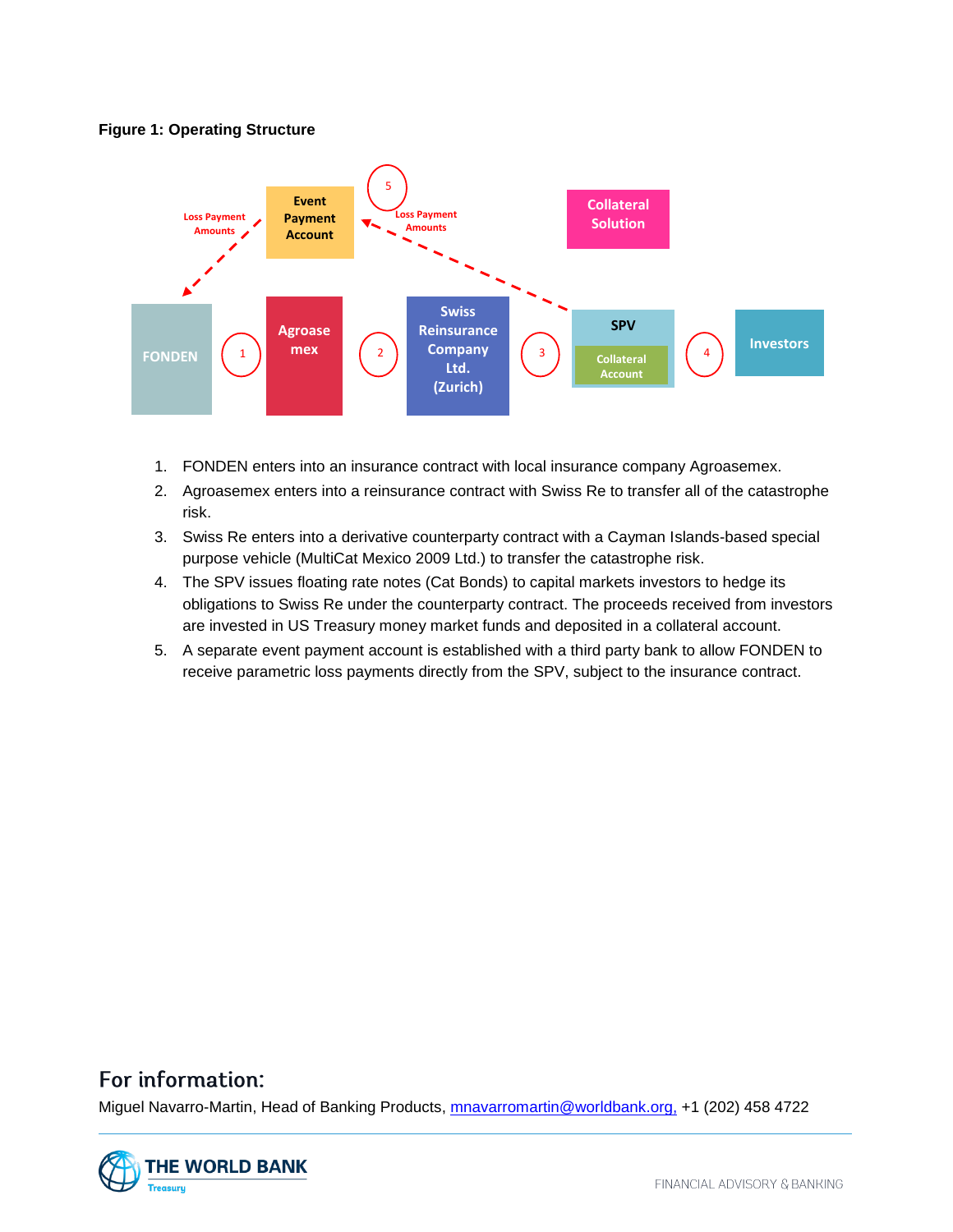**Figure 1: Operating Structure**

Event Payment Account

Collateral Solution

Loss Payment Amounts

5

Loss Payment Amounts

FONDEN

1

Agroasemex

2

Swiss Reinsurance Company Ltd. (Zurich)

3

SPV

Collateral Account

4

Investors

1. FONDEN enters into an insurance contract with local insurance company Agroasemex.
2. Agroasemex enters into a reinsurance contract with Swiss Re to transfer all of the catastrophe risk.
3. Swiss Re enters into a derivative counterparty contract with a Cayman Islands-based special purpose vehicle (MultiCat Mexico 2009 Ltd.) to transfer the catastrophe risk.
4. The SPV issues floating rate notes (Cat Bonds) to capital markets investors to hedge its obligations to Swiss Re under the counterparty contract. The proceeds received from investors are invested in US Treasury money market funds and deposited in a collateral account.
5. A separate event payment account is established with a third party bank to allow FONDEN to receive parametric loss payments directly from the SPV, subject to the insurance contract.

## For information:

Miguel Navarro-Martin, Head of Banking Products, mnavarromartin@worldbank.org, +1 (202) 458 4722

THE WORLD BANK Treasury

FINANCIAL ADVISORY & BANKING